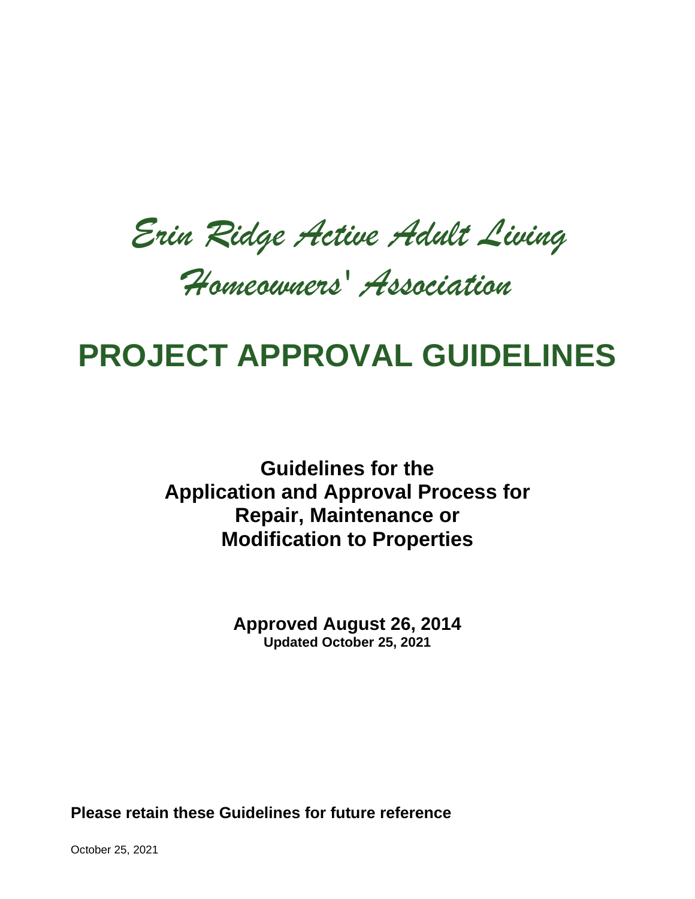*Erin Ridge Active Adult Living*

*Homeowners' Association*

# PROJECT APPROVAL GUIDELINES

**Guidelines for the**
**Application and Approval Process for**
**Repair, Maintenance or**
**Modification to Properties**

**Approved August 26, 2014**
**Updated October 25, 2021**

**Please retain these Guidelines for future reference**

October 25, 2021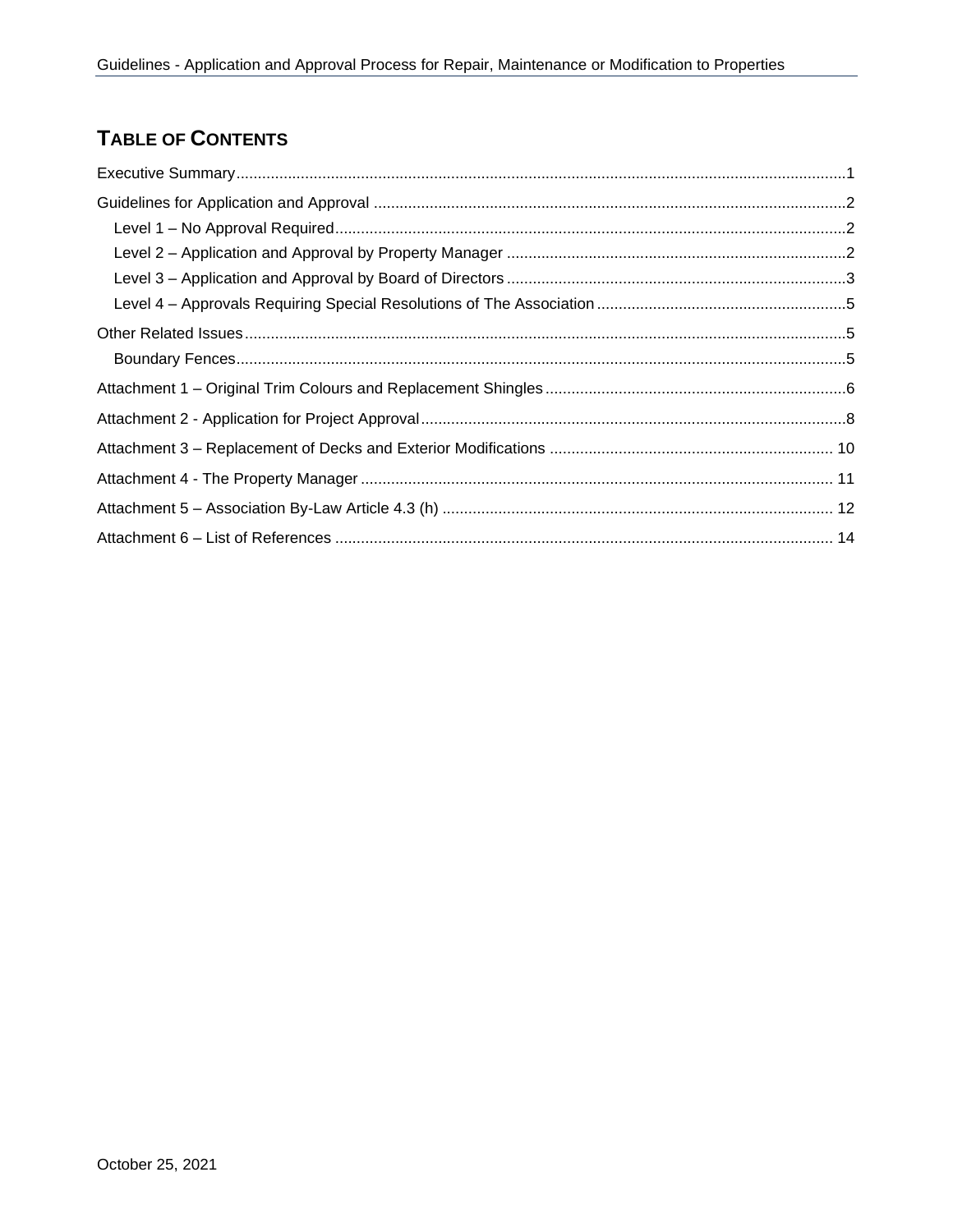# Table of Contents

Executive Summary ........ 1

Guidelines for Application and Approval ........ 2

- Level 1 – No Approval Required ........ 2
- Level 2 – Application and Approval by Property Manager ........ 2
- Level 3 – Application and Approval by Board of Directors ........ 3
- Level 4 – Approvals Requiring Special Resolutions of The Association ........ 5

Other Related Issues ........ 5

- Boundary Fences ........ 5

Attachment 1 – Original Trim Colours and Replacement Shingles ........ 6

Attachment 2 - Application for Project Approval ........ 8

Attachment 3 – Replacement of Decks and Exterior Modifications ........ 10

Attachment 4 - The Property Manager ........ 11

Attachment 5 – Association By-Law Article 4.3 (h) ........ 12

Attachment 6 – List of References ........ 14

October 25, 2021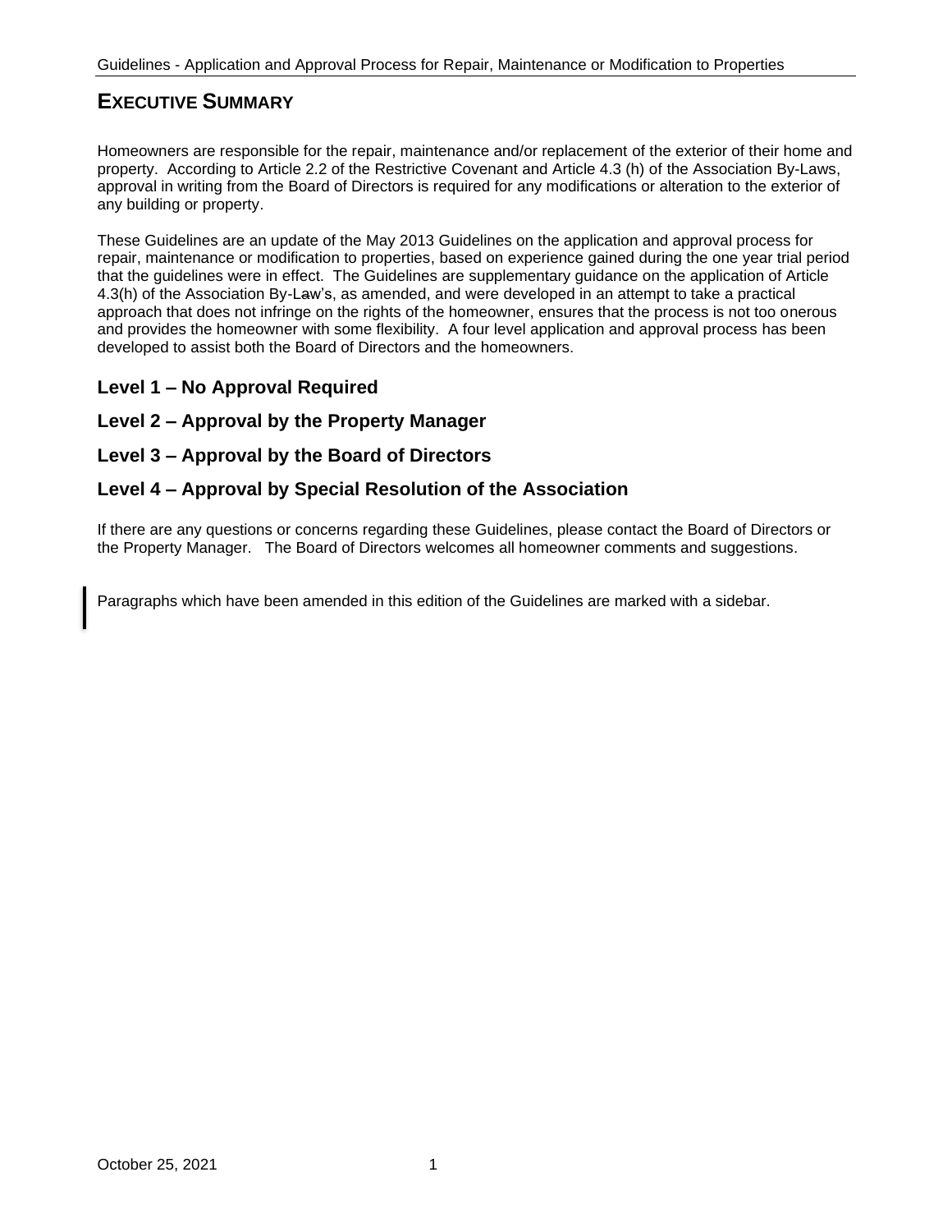# EXECUTIVE SUMMARY

Homeowners are responsible for the repair, maintenance and/or replacement of the exterior of their home and property. According to Article 2.2 of the Restrictive Covenant and Article 4.3 (h) of the Association By-Laws, approval in writing from the Board of Directors is required for any modifications or alteration to the exterior of any building or property.

These Guidelines are an update of the May 2013 Guidelines on the application and approval process for repair, maintenance or modification to properties, based on experience gained during the one year trial period that the guidelines were in effect. The Guidelines are supplementary guidance on the application of Article 4.3(h) of the Association By-Law's, as amended, and were developed in an attempt to take a practical approach that does not infringe on the rights of the homeowner, ensures that the process is not too onerous and provides the homeowner with some flexibility. A four level application and approval process has been developed to assist both the Board of Directors and the homeowners.

## Level 1 – No Approval Required

## Level 2 – Approval by the Property Manager

## Level 3 – Approval by the Board of Directors

## Level 4 – Approval by Special Resolution of the Association

If there are any questions or concerns regarding these Guidelines, please contact the Board of Directors or the Property Manager. The Board of Directors welcomes all homeowner comments and suggestions.

Paragraphs which have been amended in this edition of the Guidelines are marked with a sidebar.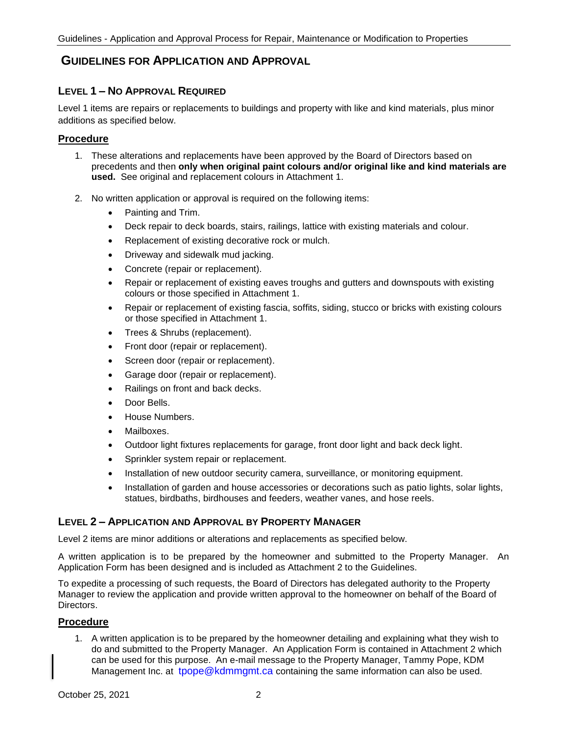# Guidelines for Application and Approval

## Level 1 – No Approval Required

Level 1 items are repairs or replacements to buildings and property with like and kind materials, plus minor additions as specified below.

### Procedure

1. These alterations and replacements have been approved by the Board of Directors based on precedents and then **only when original paint colours and/or original like and kind materials are used.** See original and replacement colours in Attachment 1.

2. No written application or approval is required on the following items:
   - Painting and Trim.
   - Deck repair to deck boards, stairs, railings, lattice with existing materials and colour.
   - Replacement of existing decorative rock or mulch.
   - Driveway and sidewalk mud jacking.
   - Concrete (repair or replacement).
   - Repair or replacement of existing eaves troughs and gutters and downspouts with existing colours or those specified in Attachment 1.
   - Repair or replacement of existing fascia, soffits, siding, stucco or bricks with existing colours or those specified in Attachment 1.
   - Trees & Shrubs (replacement).
   - Front door (repair or replacement).
   - Screen door (repair or replacement).
   - Garage door (repair or replacement).
   - Railings on front and back decks.
   - Door Bells.
   - House Numbers.
   - Mailboxes.
   - Outdoor light fixtures replacements for garage, front door light and back deck light.
   - Sprinkler system repair or replacement.
   - Installation of new outdoor security camera, surveillance, or monitoring equipment.
   - Installation of garden and house accessories or decorations such as patio lights, solar lights, statues, birdbaths, birdhouses and feeders, weather vanes, and hose reels.

## Level 2 – Application and Approval by Property Manager

Level 2 items are minor additions or alterations and replacements as specified below.

A written application is to be prepared by the homeowner and submitted to the Property Manager. An Application Form has been designed and is included as Attachment 2 to the Guidelines.

To expedite a processing of such requests, the Board of Directors has delegated authority to the Property Manager to review the application and provide written approval to the homeowner on behalf of the Board of Directors.

### Procedure

1. A written application is to be prepared by the homeowner detailing and explaining what they wish to do and submitted to the Property Manager. An Application Form is contained in Attachment 2 which can be used for this purpose. An e-mail message to the Property Manager, Tammy Pope, KDM Management Inc. at tpope@kdmmgmt.ca containing the same information can also be used.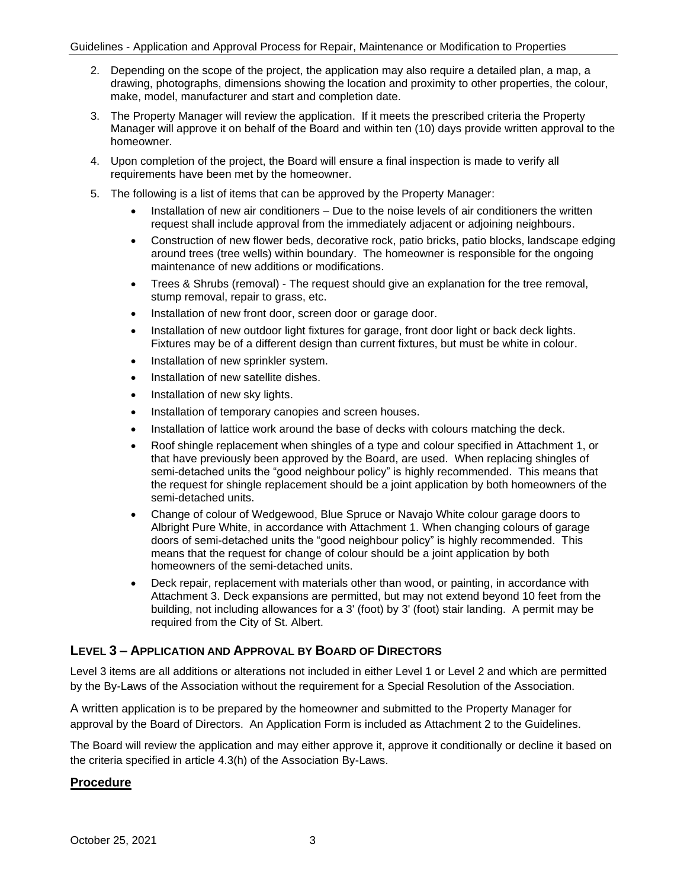2. Depending on the scope of the project, the application may also require a detailed plan, a map, a drawing, photographs, dimensions showing the location and proximity to other properties, the colour, make, model, manufacturer and start and completion date.

3. The Property Manager will review the application. If it meets the prescribed criteria the Property Manager will approve it on behalf of the Board and within ten (10) days provide written approval to the homeowner.

4. Upon completion of the project, the Board will ensure a final inspection is made to verify all requirements have been met by the homeowner.

5. The following is a list of items that can be approved by the Property Manager:

   - Installation of new air conditioners – Due to the noise levels of air conditioners the written request shall include approval from the immediately adjacent or adjoining neighbours.
   - Construction of new flower beds, decorative rock, patio bricks, patio blocks, landscape edging around trees (tree wells) within boundary. The homeowner is responsible for the ongoing maintenance of new additions or modifications.
   - Trees & Shrubs (removal) - The request should give an explanation for the tree removal, stump removal, repair to grass, etc.
   - Installation of new front door, screen door or garage door.
   - Installation of new outdoor light fixtures for garage, front door light or back deck lights. Fixtures may be of a different design than current fixtures, but must be white in colour.
   - Installation of new sprinkler system.
   - Installation of new satellite dishes.
   - Installation of new sky lights.
   - Installation of temporary canopies and screen houses.
   - Installation of lattice work around the base of decks with colours matching the deck.
   - Roof shingle replacement when shingles of a type and colour specified in Attachment 1, or that have previously been approved by the Board, are used. When replacing shingles of semi-detached units the "good neighbour policy" is highly recommended. This means that the request for shingle replacement should be a joint application by both homeowners of the semi-detached units.
   - Change of colour of Wedgewood, Blue Spruce or Navajo White colour garage doors to Albright Pure White, in accordance with Attachment 1. When changing colours of garage doors of semi-detached units the "good neighbour policy" is highly recommended. This means that the request for change of colour should be a joint application by both homeowners of the semi-detached units.
   - Deck repair, replacement with materials other than wood, or painting, in accordance with Attachment 3. Deck expansions are permitted, but may not extend beyond 10 feet from the building, not including allowances for a 3' (foot) by 3' (foot) stair landing. A permit may be required from the City of St. Albert.

## LEVEL 3 – APPLICATION AND APPROVAL BY BOARD OF DIRECTORS

Level 3 items are all additions or alterations not included in either Level 1 or Level 2 and which are permitted by the By-Laws of the Association without the requirement for a Special Resolution of the Association.

A written application is to be prepared by the homeowner and submitted to the Property Manager for approval by the Board of Directors. An Application Form is included as Attachment 2 to the Guidelines.

The Board will review the application and may either approve it, approve it conditionally or decline it based on the criteria specified in article 4.3(h) of the Association By-Laws.

### Procedure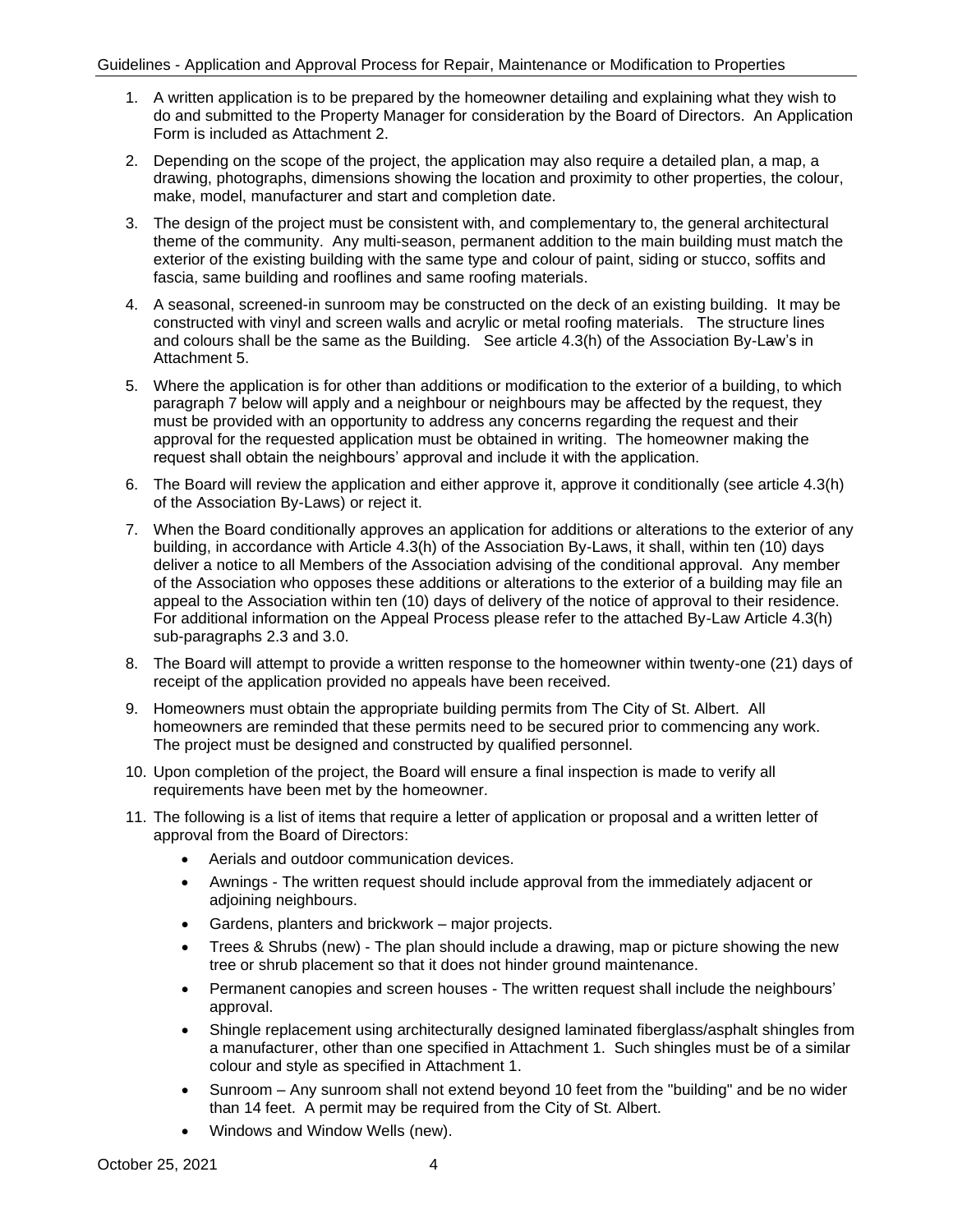1. A written application is to be prepared by the homeowner detailing and explaining what they wish to do and submitted to the Property Manager for consideration by the Board of Directors. An Application Form is included as Attachment 2.
2. Depending on the scope of the project, the application may also require a detailed plan, a map, a drawing, photographs, dimensions showing the location and proximity to other properties, the colour, make, model, manufacturer and start and completion date.
3. The design of the project must be consistent with, and complementary to, the general architectural theme of the community. Any multi-season, permanent addition to the main building must match the exterior of the existing building with the same type and colour of paint, siding or stucco, soffits and fascia, same building and rooflines and same roofing materials.
4. A seasonal, screened-in sunroom may be constructed on the deck of an existing building. It may be constructed with vinyl and screen walls and acrylic or metal roofing materials. The structure lines and colours shall be the same as the Building. See article 4.3(h) of the Association By-Law's in Attachment 5.
5. Where the application is for other than additions or modification to the exterior of a building, to which paragraph 7 below will apply and a neighbour or neighbours may be affected by the request, they must be provided with an opportunity to address any concerns regarding the request and their approval for the requested application must be obtained in writing. The homeowner making the request shall obtain the neighbours' approval and include it with the application.
6. The Board will review the application and either approve it, approve it conditionally (see article 4.3(h) of the Association By-Laws) or reject it.
7. When the Board conditionally approves an application for additions or alterations to the exterior of any building, in accordance with Article 4.3(h) of the Association By-Laws, it shall, within ten (10) days deliver a notice to all Members of the Association advising of the conditional approval. Any member of the Association who opposes these additions or alterations to the exterior of a building may file an appeal to the Association within ten (10) days of delivery of the notice of approval to their residence. For additional information on the Appeal Process please refer to the attached By-Law Article 4.3(h) sub-paragraphs 2.3 and 3.0.
8. The Board will attempt to provide a written response to the homeowner within twenty-one (21) days of receipt of the application provided no appeals have been received.
9. Homeowners must obtain the appropriate building permits from The City of St. Albert. All homeowners are reminded that these permits need to be secured prior to commencing any work. The project must be designed and constructed by qualified personnel.
10. Upon completion of the project, the Board will ensure a final inspection is made to verify all requirements have been met by the homeowner.
11. The following is a list of items that require a letter of application or proposal and a written letter of approval from the Board of Directors:
    - Aerials and outdoor communication devices.
    - Awnings - The written request should include approval from the immediately adjacent or adjoining neighbours.
    - Gardens, planters and brickwork – major projects.
    - Trees & Shrubs (new) - The plan should include a drawing, map or picture showing the new tree or shrub placement so that it does not hinder ground maintenance.
    - Permanent canopies and screen houses - The written request shall include the neighbours' approval.
    - Shingle replacement using architecturally designed laminated fiberglass/asphalt shingles from a manufacturer, other than one specified in Attachment 1. Such shingles must be of a similar colour and style as specified in Attachment 1.
    - Sunroom – Any sunroom shall not extend beyond 10 feet from the "building" and be no wider than 14 feet. A permit may be required from the City of St. Albert.
    - Windows and Window Wells (new).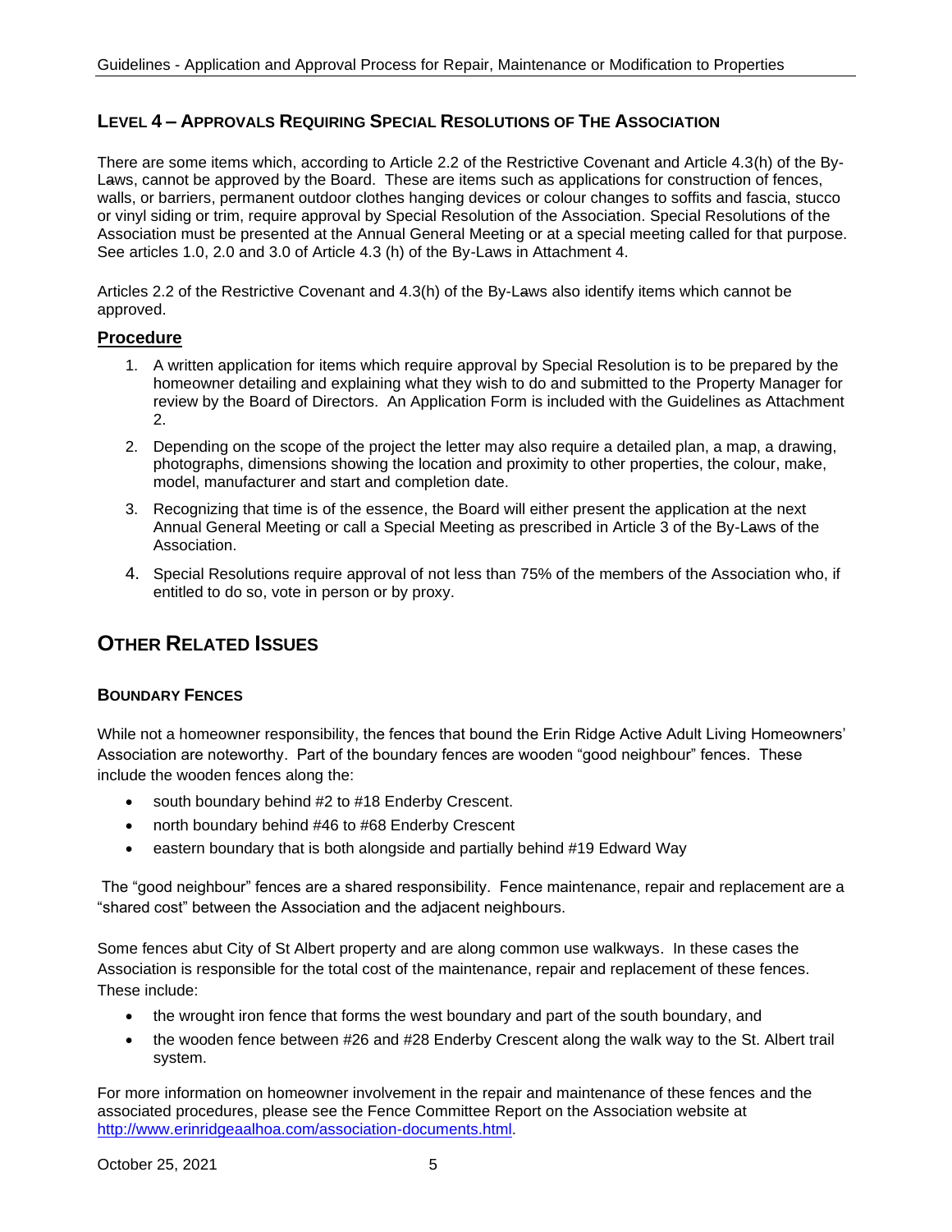## LEVEL 4 – APPROVALS REQUIRING SPECIAL RESOLUTIONS OF THE ASSOCIATION

There are some items which, according to Article 2.2 of the Restrictive Covenant and Article 4.3(h) of the By-Laws, cannot be approved by the Board. These are items such as applications for construction of fences, walls, or barriers, permanent outdoor clothes hanging devices or colour changes to soffits and fascia, stucco or vinyl siding or trim, require approval by Special Resolution of the Association. Special Resolutions of the Association must be presented at the Annual General Meeting or at a special meeting called for that purpose. See articles 1.0, 2.0 and 3.0 of Article 4.3 (h) of the By-Laws in Attachment 4.

Articles 2.2 of the Restrictive Covenant and 4.3(h) of the By-Laws also identify items which cannot be approved.

### Procedure

1. A written application for items which require approval by Special Resolution is to be prepared by the homeowner detailing and explaining what they wish to do and submitted to the Property Manager for review by the Board of Directors. An Application Form is included with the Guidelines as Attachment 2.
2. Depending on the scope of the project the letter may also require a detailed plan, a map, a drawing, photographs, dimensions showing the location and proximity to other properties, the colour, make, model, manufacturer and start and completion date.
3. Recognizing that time is of the essence, the Board will either present the application at the next Annual General Meeting or call a Special Meeting as prescribed in Article 3 of the By-Laws of the Association.
4. Special Resolutions require approval of not less than 75% of the members of the Association who, if entitled to do so, vote in person or by proxy.

# OTHER RELATED ISSUES

## BOUNDARY FENCES

While not a homeowner responsibility, the fences that bound the Erin Ridge Active Adult Living Homeowners' Association are noteworthy. Part of the boundary fences are wooden "good neighbour" fences. These include the wooden fences along the:

- south boundary behind #2 to #18 Enderby Crescent.
- north boundary behind #46 to #68 Enderby Crescent
- eastern boundary that is both alongside and partially behind #19 Edward Way

The "good neighbour" fences are a shared responsibility. Fence maintenance, repair and replacement are a "shared cost" between the Association and the adjacent neighbours.

Some fences abut City of St Albert property and are along common use walkways. In these cases the Association is responsible for the total cost of the maintenance, repair and replacement of these fences. These include:

- the wrought iron fence that forms the west boundary and part of the south boundary, and
- the wooden fence between #26 and #28 Enderby Crescent along the walk way to the St. Albert trail system.

For more information on homeowner involvement in the repair and maintenance of these fences and the associated procedures, please see the Fence Committee Report on the Association website at [http://www.erinridgeaalhoa.com/association-documents.html](http://www.erinridgeaalhoa.com/association-documents.html).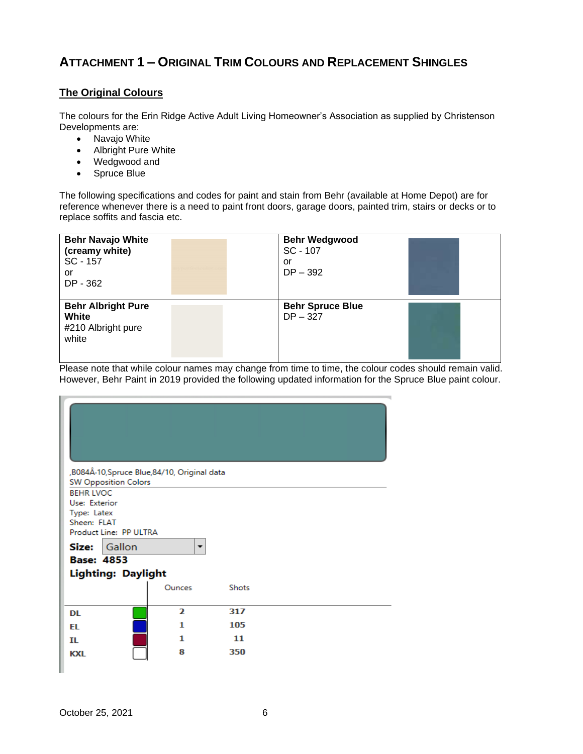## ATTACHMENT 1 – ORIGINAL TRIM COLOURS AND REPLACEMENT SHINGLES

### The Original Colours

The colours for the Erin Ridge Active Adult Living Homeowner's Association as supplied by Christenson Developments are:

- Navajo White
- Albright Pure White
- Wedgwood and
- Spruce Blue

The following specifications and codes for paint and stain from Behr (available at Home Depot) are for reference whenever there is a need to paint front doors, garage doors, painted trim, stairs or decks or to replace soffits and fascia etc.

| | |
|---|---|
| **Behr Navajo White (creamy white)**<br>SC - 157<br>or<br>DP - 362 | **Behr Wedgwood**<br>SC - 107<br>or<br>DP – 392 |
| **Behr Albright Pure White**<br>#210 Albright pure white | **Behr Spruce Blue**<br>DP – 327 |

Please note that while colour names may change from time to time, the colour codes should remain valid. However, Behr Paint in 2019 provided the following updated information for the Spruce Blue paint colour.

,B084Â·10,Spruce Blue,84/10, Original data
SW Opposition Colors
BEHR LVOC
Use: Exterior
Type: Latex
Sheen: FLAT
Product Line: PP ULTRA

**Size:** Gallon
**Base: 4853**
**Lighting: Daylight**

| | Ounces | Shots |
|---|---|---|
| DL | 2 | 317 |
| EL | 1 | 105 |
| IL | 1 | 11 |
| KXL | 8 | 350 |

October 25, 2021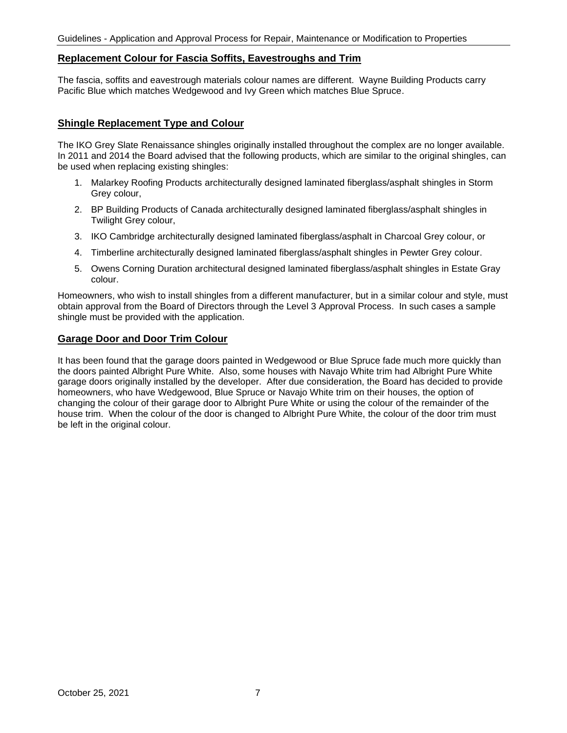## Replacement Colour for Fascia Soffits, Eavestroughs and Trim

The fascia, soffits and eavestrough materials colour names are different. Wayne Building Products carry Pacific Blue which matches Wedgewood and Ivy Green which matches Blue Spruce.

## Shingle Replacement Type and Colour

The IKO Grey Slate Renaissance shingles originally installed throughout the complex are no longer available. In 2011 and 2014 the Board advised that the following products, which are similar to the original shingles, can be used when replacing existing shingles:

1. Malarkey Roofing Products architecturally designed laminated fiberglass/asphalt shingles in Storm Grey colour,
2. BP Building Products of Canada architecturally designed laminated fiberglass/asphalt shingles in Twilight Grey colour,
3. IKO Cambridge architecturally designed laminated fiberglass/asphalt in Charcoal Grey colour, or
4. Timberline architecturally designed laminated fiberglass/asphalt shingles in Pewter Grey colour.
5. Owens Corning Duration architectural designed laminated fiberglass/asphalt shingles in Estate Gray colour.

Homeowners, who wish to install shingles from a different manufacturer, but in a similar colour and style, must obtain approval from the Board of Directors through the Level 3 Approval Process. In such cases a sample shingle must be provided with the application.

## Garage Door and Door Trim Colour

It has been found that the garage doors painted in Wedgewood or Blue Spruce fade much more quickly than the doors painted Albright Pure White. Also, some houses with Navajo White trim had Albright Pure White garage doors originally installed by the developer. After due consideration, the Board has decided to provide homeowners, who have Wedgewood, Blue Spruce or Navajo White trim on their houses, the option of changing the colour of their garage door to Albright Pure White or using the colour of the remainder of the house trim. When the colour of the door is changed to Albright Pure White, the colour of the door trim must be left in the original colour.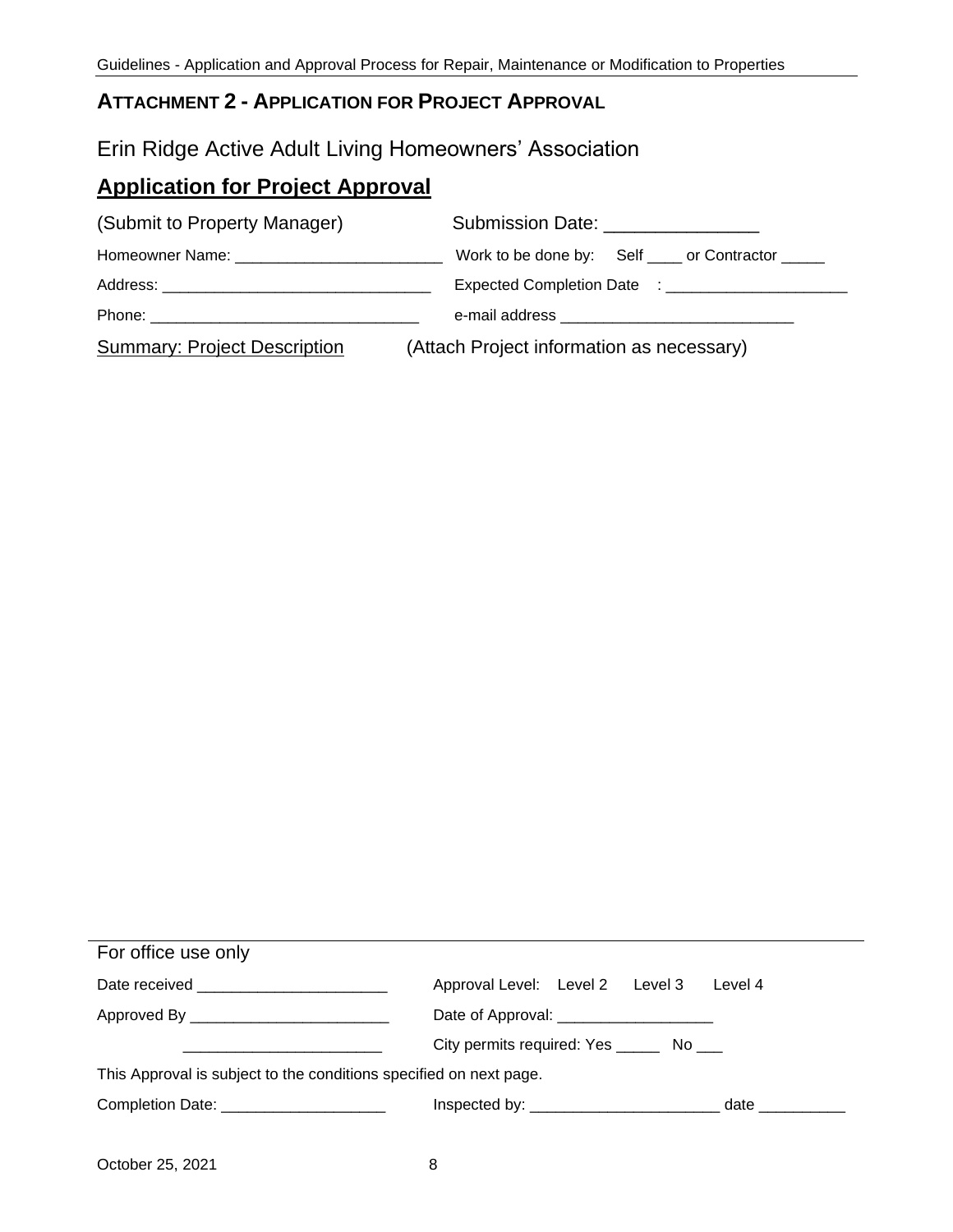## ATTACHMENT 2 - APPLICATION FOR PROJECT APPROVAL

Erin Ridge Active Adult Living Homeowners' Association

## Application for Project Approval

(Submit to Property Manager) Submission Date: _______________

Homeowner Name: ________________________ Work to be done by: Self ____ or Contractor _____

Address: _______________________________ Expected Completion Date : _____________________

Phone: _______________________________ e-mail address ___________________________

Summary: Project Description (Attach Project information as necessary)

---

For office use only

Date received ______________________ Approval Level: Level 2 Level 3 Level 4

Approved By _______________________ Date of Approval: __________________

_______________________ City permits required: Yes _____ No ___

This Approval is subject to the conditions specified on next page.

Completion Date: ___________________ Inspected by: ______________________ date __________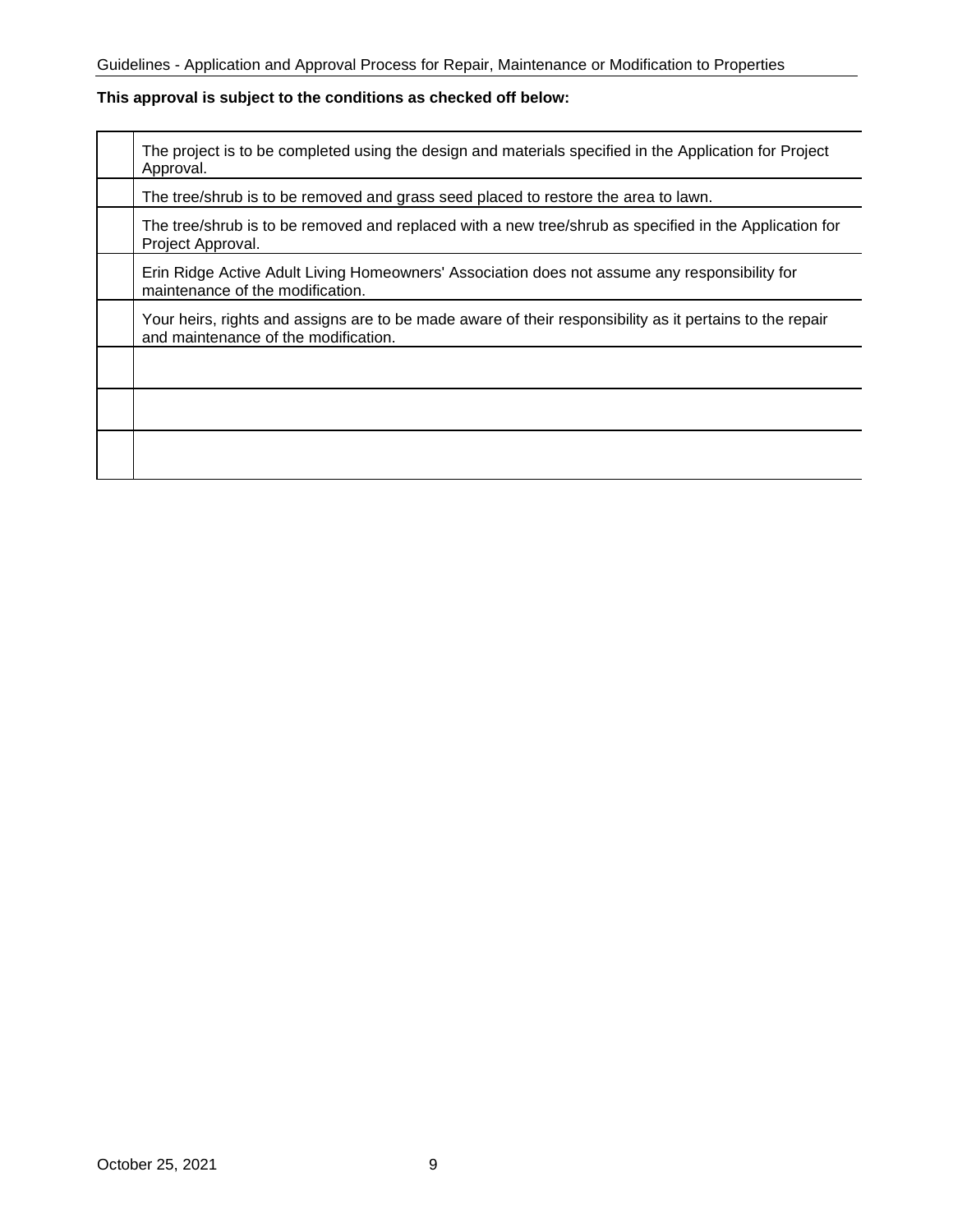**This approval is subject to the conditions as checked off below:**

| | |
|---|---|
| | The project is to be completed using the design and materials specified in the Application for Project Approval. |
| | The tree/shrub is to be removed and grass seed placed to restore the area to lawn. |
| | The tree/shrub is to be removed and replaced with a new tree/shrub as specified in the Application for Project Approval. |
| | Erin Ridge Active Adult Living Homeowners' Association does not assume any responsibility for maintenance of the modification. |
| | Your heirs, rights and assigns are to be made aware of their responsibility as it pertains to the repair and maintenance of the modification. |
| | |
| | |
| | |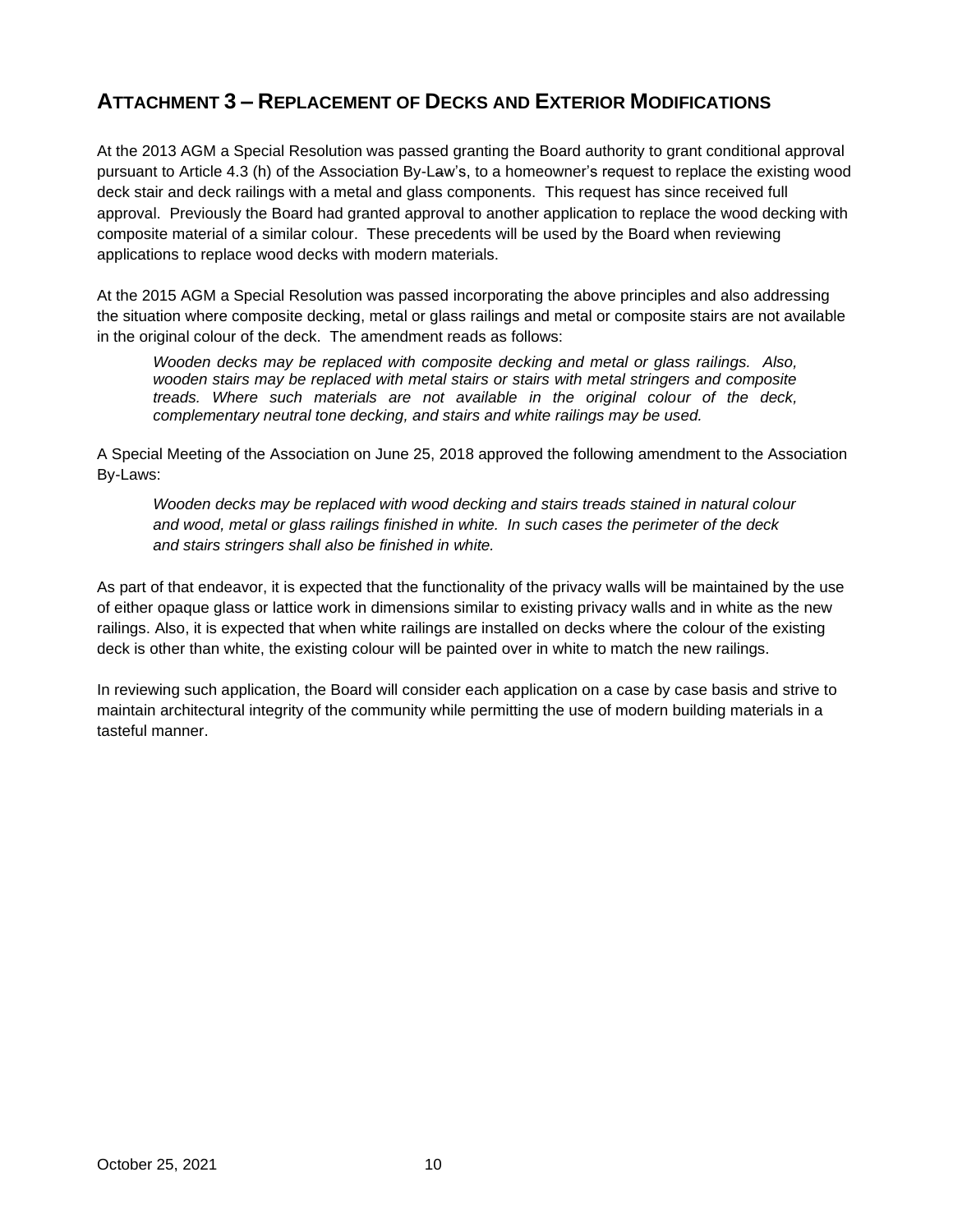## ATTACHMENT 3 – REPLACEMENT OF DECKS AND EXTERIOR MODIFICATIONS

At the 2013 AGM a Special Resolution was passed granting the Board authority to grant conditional approval pursuant to Article 4.3 (h) of the Association By-Law's, to a homeowner's request to replace the existing wood deck stair and deck railings with a metal and glass components. This request has since received full approval. Previously the Board had granted approval to another application to replace the wood decking with composite material of a similar colour. These precedents will be used by the Board when reviewing applications to replace wood decks with modern materials.

At the 2015 AGM a Special Resolution was passed incorporating the above principles and also addressing the situation where composite decking, metal or glass railings and metal or composite stairs are not available in the original colour of the deck. The amendment reads as follows:

> *Wooden decks may be replaced with composite decking and metal or glass railings. Also, wooden stairs may be replaced with metal stairs or stairs with metal stringers and composite treads. Where such materials are not available in the original colour of the deck, complementary neutral tone decking, and stairs and white railings may be used.*

A Special Meeting of the Association on June 25, 2018 approved the following amendment to the Association By-Laws:

> *Wooden decks may be replaced with wood decking and stairs treads stained in natural colour and wood, metal or glass railings finished in white. In such cases the perimeter of the deck and stairs stringers shall also be finished in white.*

As part of that endeavor, it is expected that the functionality of the privacy walls will be maintained by the use of either opaque glass or lattice work in dimensions similar to existing privacy walls and in white as the new railings. Also, it is expected that when white railings are installed on decks where the colour of the existing deck is other than white, the existing colour will be painted over in white to match the new railings.

In reviewing such application, the Board will consider each application on a case by case basis and strive to maintain architectural integrity of the community while permitting the use of modern building materials in a tasteful manner.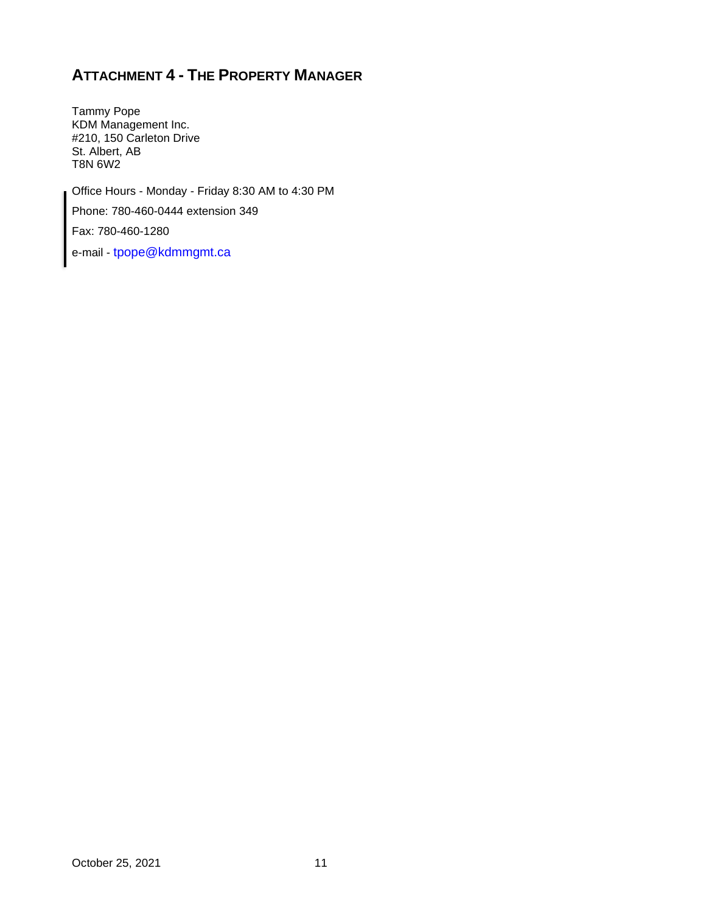## ATTACHMENT 4 - THE PROPERTY MANAGER

Tammy Pope
KDM Management Inc.
#210, 150 Carleton Drive
St. Albert, AB
T8N 6W2

Office Hours - Monday - Friday 8:30 AM to 4:30 PM

Phone: 780-460-0444 extension 349

Fax: 780-460-1280

e-mail - tpope@kdmmgmt.ca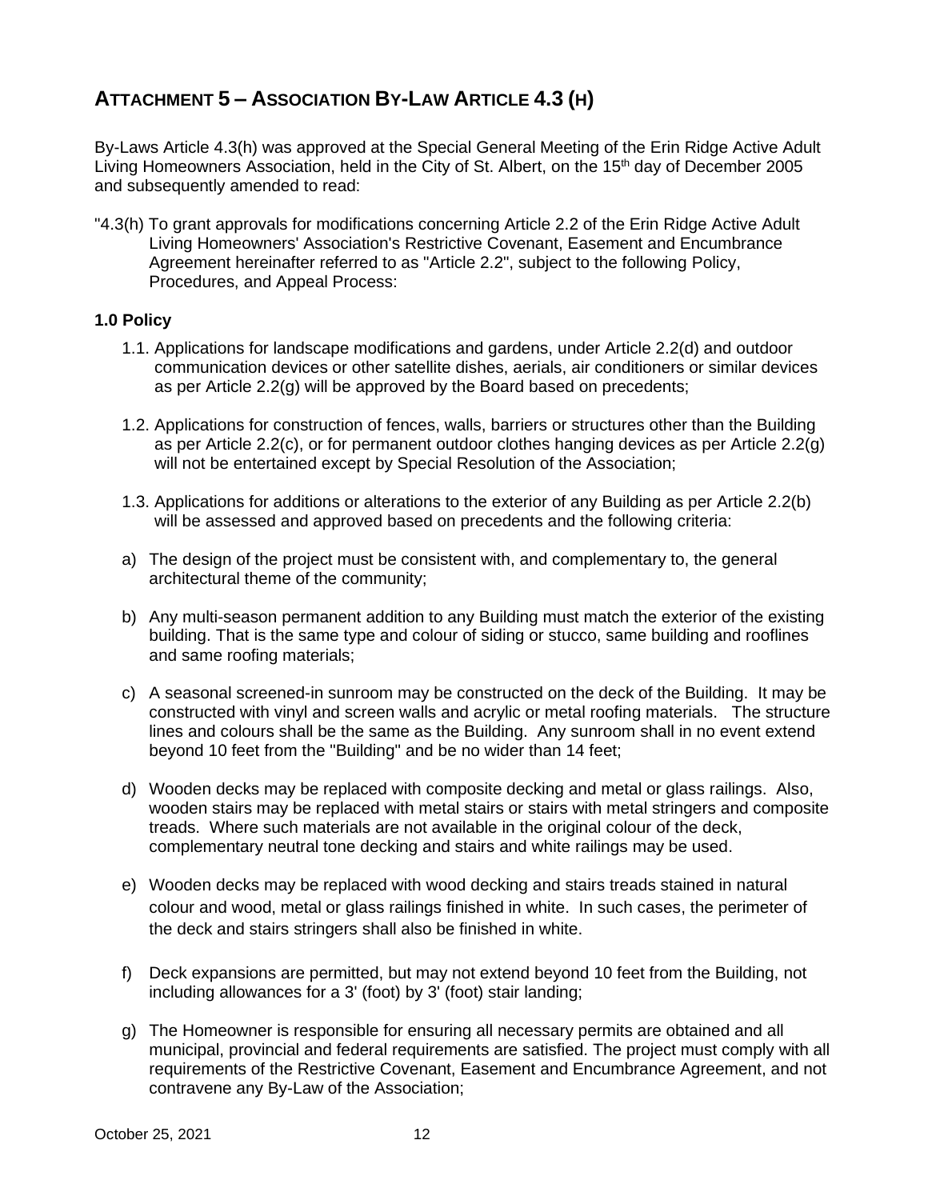## ATTACHMENT 5 – ASSOCIATION BY-LAW ARTICLE 4.3 (H)

By-Laws Article 4.3(h) was approved at the Special General Meeting of the Erin Ridge Active Adult Living Homeowners Association, held in the City of St. Albert, on the 15th day of December 2005 and subsequently amended to read:

"4.3(h) To grant approvals for modifications concerning Article 2.2 of the Erin Ridge Active Adult Living Homeowners' Association's Restrictive Covenant, Easement and Encumbrance Agreement hereinafter referred to as "Article 2.2", subject to the following Policy, Procedures, and Appeal Process:

### 1.0 Policy

1.1. Applications for landscape modifications and gardens, under Article 2.2(d) and outdoor communication devices or other satellite dishes, aerials, air conditioners or similar devices as per Article 2.2(g) will be approved by the Board based on precedents;

1.2. Applications for construction of fences, walls, barriers or structures other than the Building as per Article 2.2(c), or for permanent outdoor clothes hanging devices as per Article 2.2(g) will not be entertained except by Special Resolution of the Association;

1.3. Applications for additions or alterations to the exterior of any Building as per Article 2.2(b) will be assessed and approved based on precedents and the following criteria:

a) The design of the project must be consistent with, and complementary to, the general architectural theme of the community;

b) Any multi-season permanent addition to any Building must match the exterior of the existing building. That is the same type and colour of siding or stucco, same building and rooflines and same roofing materials;

c) A seasonal screened-in sunroom may be constructed on the deck of the Building. It may be constructed with vinyl and screen walls and acrylic or metal roofing materials. The structure lines and colours shall be the same as the Building. Any sunroom shall in no event extend beyond 10 feet from the "Building" and be no wider than 14 feet;

d) Wooden decks may be replaced with composite decking and metal or glass railings. Also, wooden stairs may be replaced with metal stairs or stairs with metal stringers and composite treads. Where such materials are not available in the original colour of the deck, complementary neutral tone decking and stairs and white railings may be used.

e) Wooden decks may be replaced with wood decking and stairs treads stained in natural colour and wood, metal or glass railings finished in white. In such cases, the perimeter of the deck and stairs stringers shall also be finished in white.

f) Deck expansions are permitted, but may not extend beyond 10 feet from the Building, not including allowances for a 3' (foot) by 3' (foot) stair landing;

g) The Homeowner is responsible for ensuring all necessary permits are obtained and all municipal, provincial and federal requirements are satisfied. The project must comply with all requirements of the Restrictive Covenant, Easement and Encumbrance Agreement, and not contravene any By-Law of the Association;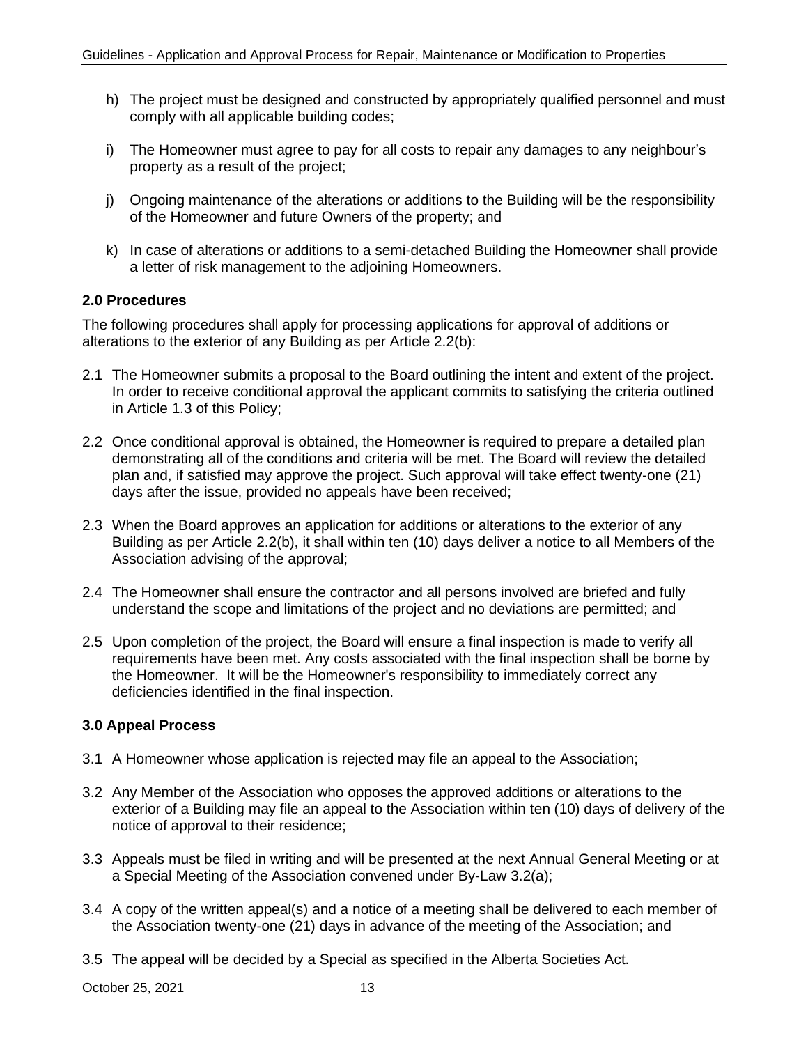h) The project must be designed and constructed by appropriately qualified personnel and must comply with all applicable building codes;

i) The Homeowner must agree to pay for all costs to repair any damages to any neighbour's property as a result of the project;

j) Ongoing maintenance of the alterations or additions to the Building will be the responsibility of the Homeowner and future Owners of the property; and

k) In case of alterations or additions to a semi-detached Building the Homeowner shall provide a letter of risk management to the adjoining Homeowners.

### 2.0 Procedures

The following procedures shall apply for processing applications for approval of additions or alterations to the exterior of any Building as per Article 2.2(b):

2.1 The Homeowner submits a proposal to the Board outlining the intent and extent of the project. In order to receive conditional approval the applicant commits to satisfying the criteria outlined in Article 1.3 of this Policy;

2.2 Once conditional approval is obtained, the Homeowner is required to prepare a detailed plan demonstrating all of the conditions and criteria will be met. The Board will review the detailed plan and, if satisfied may approve the project. Such approval will take effect twenty-one (21) days after the issue, provided no appeals have been received;

2.3 When the Board approves an application for additions or alterations to the exterior of any Building as per Article 2.2(b), it shall within ten (10) days deliver a notice to all Members of the Association advising of the approval;

2.4 The Homeowner shall ensure the contractor and all persons involved are briefed and fully understand the scope and limitations of the project and no deviations are permitted; and

2.5 Upon completion of the project, the Board will ensure a final inspection is made to verify all requirements have been met. Any costs associated with the final inspection shall be borne by the Homeowner. It will be the Homeowner's responsibility to immediately correct any deficiencies identified in the final inspection.

### 3.0 Appeal Process

3.1 A Homeowner whose application is rejected may file an appeal to the Association;

3.2 Any Member of the Association who opposes the approved additions or alterations to the exterior of a Building may file an appeal to the Association within ten (10) days of delivery of the notice of approval to their residence;

3.3 Appeals must be filed in writing and will be presented at the next Annual General Meeting or at a Special Meeting of the Association convened under By-Law 3.2(a);

3.4 A copy of the written appeal(s) and a notice of a meeting shall be delivered to each member of the Association twenty-one (21) days in advance of the meeting of the Association; and

3.5 The appeal will be decided by a Special as specified in the Alberta Societies Act.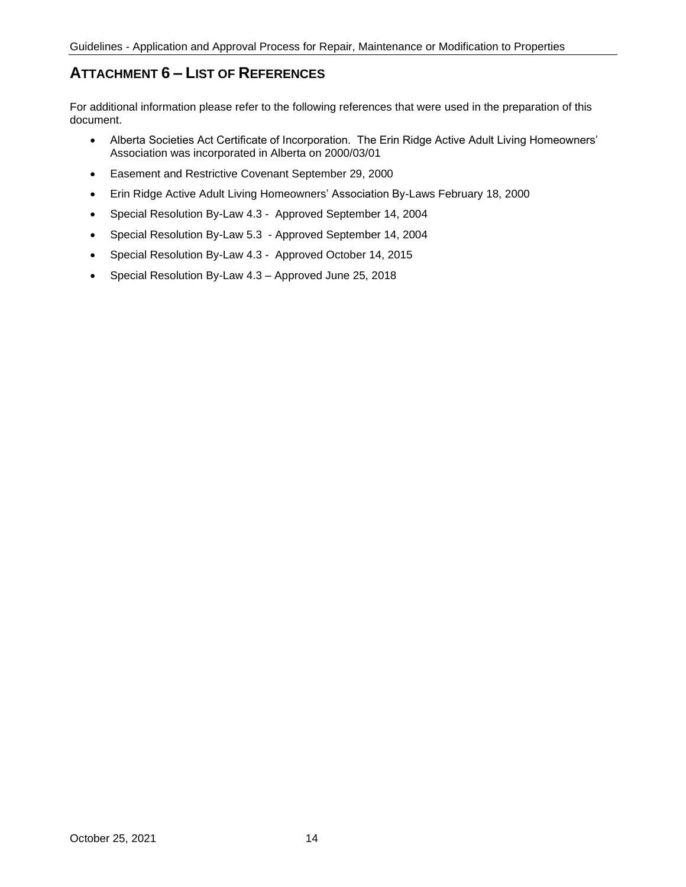## Attachment 6 – List of References

For additional information please refer to the following references that were used in the preparation of this document.

- Alberta Societies Act Certificate of Incorporation. The Erin Ridge Active Adult Living Homeowners' Association was incorporated in Alberta on 2000/03/01
- Easement and Restrictive Covenant September 29, 2000
- Erin Ridge Active Adult Living Homeowners' Association By-Laws February 18, 2000
- Special Resolution By-Law 4.3 - Approved September 14, 2004
- Special Resolution By-Law 5.3 - Approved September 14, 2004
- Special Resolution By-Law 4.3 - Approved October 14, 2015
- Special Resolution By-Law 4.3 – Approved June 25, 2018